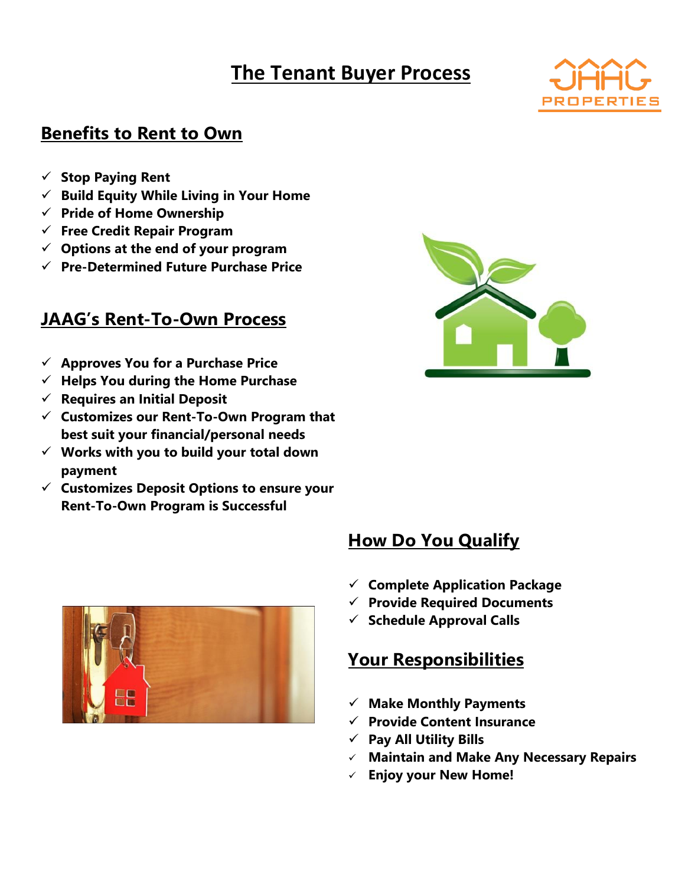# The Tenant Buyer Process

## Benefits to Rent to Own

- ✓ **Stop Paying Rent**
- ✓ **Build Equity While Living in Your Home**
- ✓ **Pride of Home Ownership**
- ✓ **Free Credit Repair Program**
- ✓ **Options at the end of your program**
- ✓ **Pre-Determined Future Purchase Price**

## JAAG's Rent-To-Own Process

- ✓ **Approves You for a Purchase Price**
- ✓ **Helps You during the Home Purchase**
- ✓ **Requires an Initial Deposit**
- ✓ **Customizes our Rent-To-Own Program that best suit your financial/personal needs**
- ✓ **Works with you to build your total down payment**
- ✓ **Customizes Deposit Options to ensure your Rent-To-Own Program is Successful**

## How Do You Qualify

- ✓ **Complete Application Package**
- ✓ **Provide Required Documents**
- ✓ **Schedule Approval Calls**

## Your Responsibilities

- ✓ **Make Monthly Payments**
- ✓ **Provide Content Insurance**
- ✓ **Pay All Utility Bills**
- ✓ **Maintain and Make Any Necessary Repairs**
- ✓ **Enjoy your New Home!**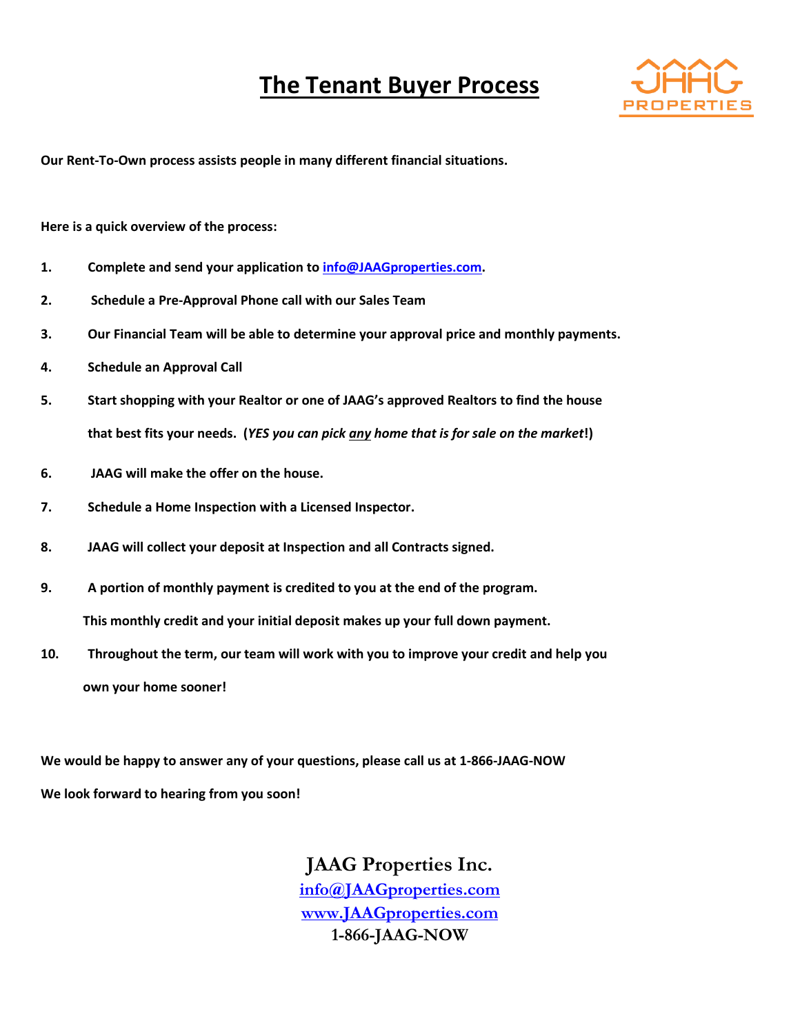# The Tenant Buyer Process

**Our Rent-To-Own process assists people in many different financial situations.**

**Here is a quick overview of the process:**

1. **Complete and send your application to info@JAAGproperties.com.**
2. **Schedule a Pre-Approval Phone call with our Sales Team**
3. **Our Financial Team will be able to determine your approval price and monthly payments.**
4. **Schedule an Approval Call**
5. **Start shopping with your Realtor or one of JAAG's approved Realtors to find the house that best fits your needs. (*YES you can pick any home that is for sale on the market*!)**
6. **JAAG will make the offer on the house.**
7. **Schedule a Home Inspection with a Licensed Inspector.**
8. **JAAG will collect your deposit at Inspection and all Contracts signed.**
9. **A portion of monthly payment is credited to you at the end of the program. This monthly credit and your initial deposit makes up your full down payment.**
10. **Throughout the term, our team will work with you to improve your credit and help you own your home sooner!**

**We would be happy to answer any of your questions, please call us at 1-866-JAAG-NOW**

**We look forward to hearing from you soon!**

**JAAG Properties Inc.**
info@JAAGproperties.com
www.JAAGproperties.com
**1-866-JAAG-NOW**